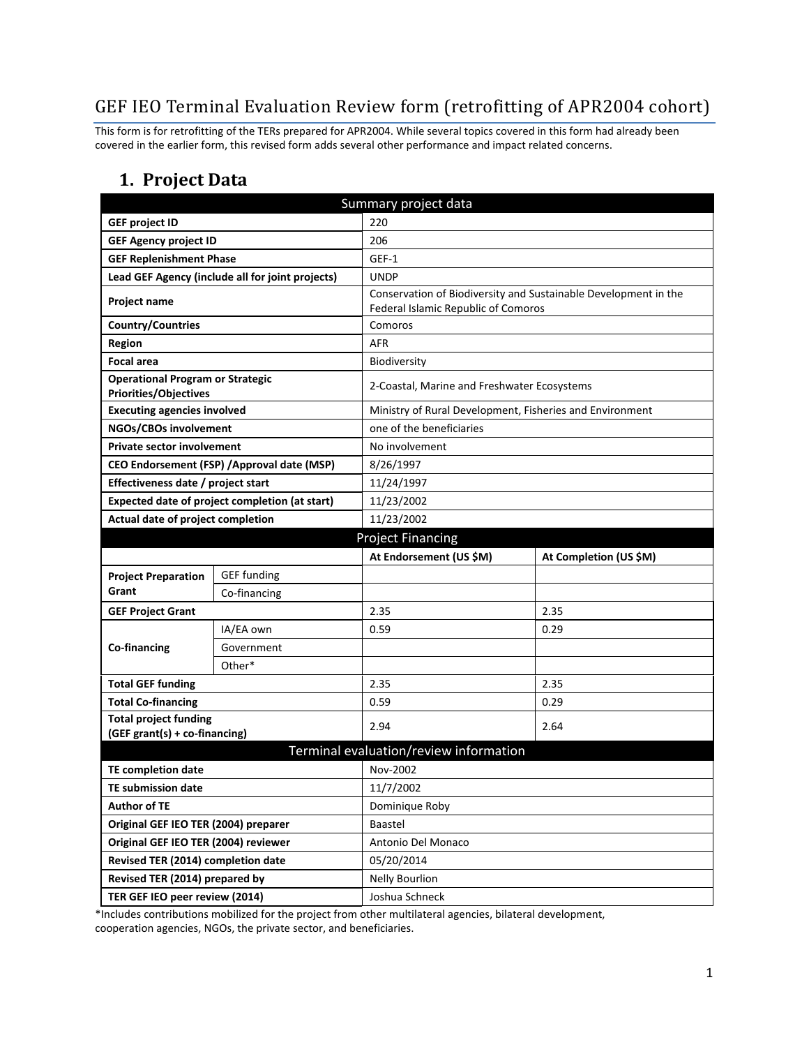# GEF IEO Terminal Evaluation Review form (retrofitting of APR2004 cohort)

This form is for retrofitting of the TERs prepared for APR2004. While several topics covered in this form had already been covered in the earlier form, this revised form adds several other performance and impact related concerns.

## 1. Project Data

| Summary project data | | | |
|---|---|---|---|
| **GEF project ID** | | 220 | |
| **GEF Agency project ID** | | 206 | |
| **GEF Replenishment Phase** | | GEF-1 | |
| **Lead GEF Agency (include all for joint projects)** | | UNDP | |
| **Project name** | | Conservation of Biodiversity and Sustainable Development in the Federal Islamic Republic of Comoros | |
| **Country/Countries** | | Comoros | |
| **Region** | | AFR | |
| **Focal area** | | Biodiversity | |
| **Operational Program or Strategic Priorities/Objectives** | | 2-Coastal, Marine and Freshwater Ecosystems | |
| **Executing agencies involved** | | Ministry of Rural Development, Fisheries and Environment | |
| **NGOs/CBOs involvement** | | one of the beneficiaries | |
| **Private sector involvement** | | No involvement | |
| **CEO Endorsement (FSP) /Approval date (MSP)** | | 8/26/1997 | |
| **Effectiveness date / project start** | | 11/24/1997 | |
| **Expected date of project completion (at start)** | | 11/23/2002 | |
| **Actual date of project completion** | | 11/23/2002 | |
| **Project Financing** | | | |
| | | **At Endorsement (US $M)** | **At Completion (US $M)** |
| **Project Preparation Grant** | GEF funding | | |
| | Co-financing | | |
| **GEF Project Grant** | | 2.35 | 2.35 |
| **Co-financing** | IA/EA own | 0.59 | 0.29 |
| | Government | | |
| | Other* | | |
| **Total GEF funding** | | 2.35 | 2.35 |
| **Total Co-financing** | | 0.59 | 0.29 |
| **Total project funding (GEF grant(s) + co-financing)** | | 2.94 | 2.64 |
| **Terminal evaluation/review information** | | | |
| **TE completion date** | | Nov-2002 | |
| **TE submission date** | | 11/7/2002 | |
| **Author of TE** | | Dominique Roby | |
| **Original GEF IEO TER (2004) preparer** | | Baastel | |
| **Original GEF IEO TER (2004) reviewer** | | Antonio Del Monaco | |
| **Revised TER (2014) completion date** | | 05/20/2014 | |
| **Revised TER (2014) prepared by** | | Nelly Bourlion | |
| **TER GEF IEO peer review (2014)** | | Joshua Schneck | |

*Includes contributions mobilized for the project from other multilateral agencies, bilateral development, cooperation agencies, NGOs, the private sector, and beneficiaries.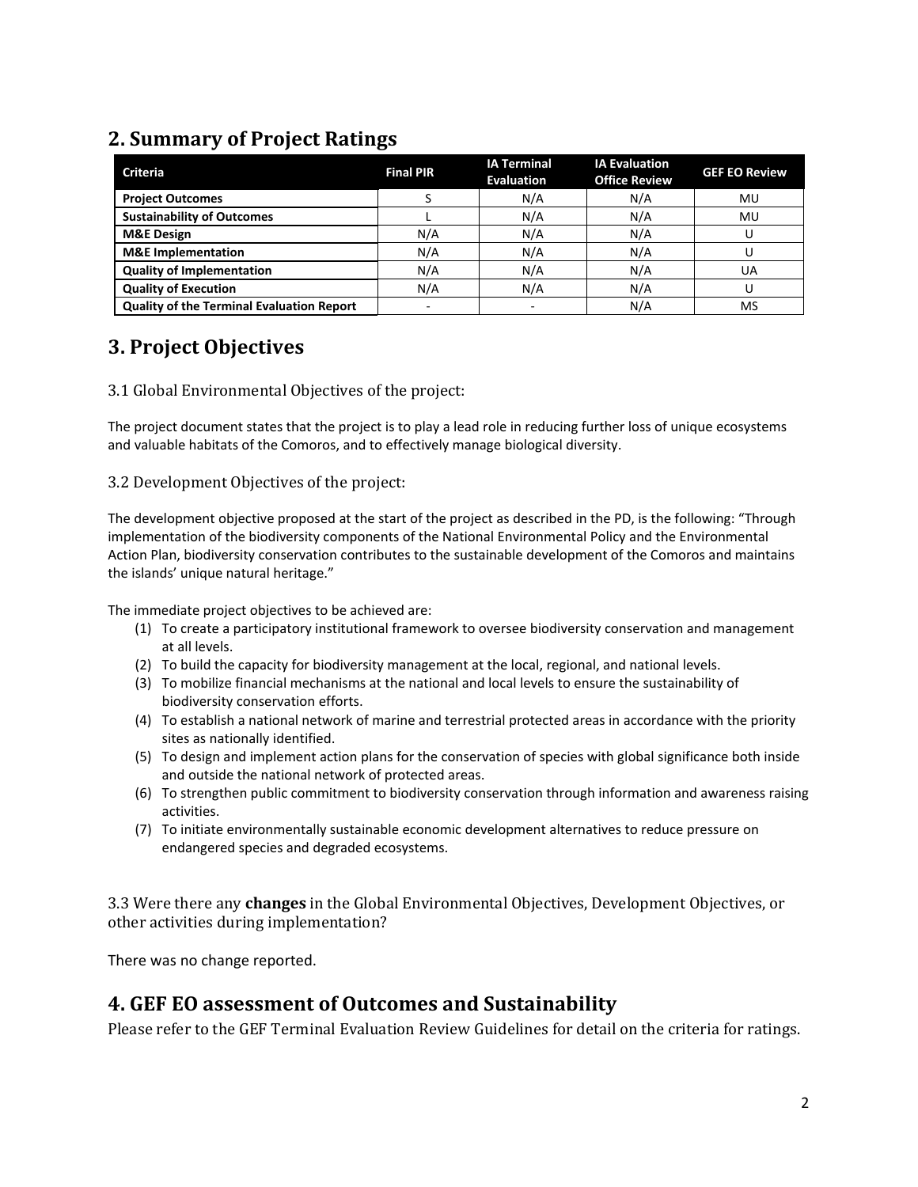## 2. Summary of Project Ratings

| Criteria | Final PIR | IA Terminal Evaluation | IA Evaluation Office Review | GEF EO Review |
|---|---|---|---|---|
| **Project Outcomes** | S | N/A | N/A | MU |
| **Sustainability of Outcomes** | L | N/A | N/A | MU |
| **M&E Design** | N/A | N/A | N/A | U |
| **M&E Implementation** | N/A | N/A | N/A | U |
| **Quality of Implementation** | N/A | N/A | N/A | UA |
| **Quality of Execution** | N/A | N/A | N/A | U |
| **Quality of the Terminal Evaluation Report** | - | - | N/A | MS |

## 3. Project Objectives

### 3.1 Global Environmental Objectives of the project:

The project document states that the project is to play a lead role in reducing further loss of unique ecosystems and valuable habitats of the Comoros, and to effectively manage biological diversity.

### 3.2 Development Objectives of the project:

The development objective proposed at the start of the project as described in the PD, is the following: "Through implementation of the biodiversity components of the National Environmental Policy and the Environmental Action Plan, biodiversity conservation contributes to the sustainable development of the Comoros and maintains the islands' unique natural heritage."

The immediate project objectives to be achieved are:

(1) To create a participatory institutional framework to oversee biodiversity conservation and management at all levels.
(2) To build the capacity for biodiversity management at the local, regional, and national levels.
(3) To mobilize financial mechanisms at the national and local levels to ensure the sustainability of biodiversity conservation efforts.
(4) To establish a national network of marine and terrestrial protected areas in accordance with the priority sites as nationally identified.
(5) To design and implement action plans for the conservation of species with global significance both inside and outside the national network of protected areas.
(6) To strengthen public commitment to biodiversity conservation through information and awareness raising activities.
(7) To initiate environmentally sustainable economic development alternatives to reduce pressure on endangered species and degraded ecosystems.

### 3.3 Were there any **changes** in the Global Environmental Objectives, Development Objectives, or other activities during implementation?

There was no change reported.

## 4. GEF EO assessment of Outcomes and Sustainability

Please refer to the GEF Terminal Evaluation Review Guidelines for detail on the criteria for ratings.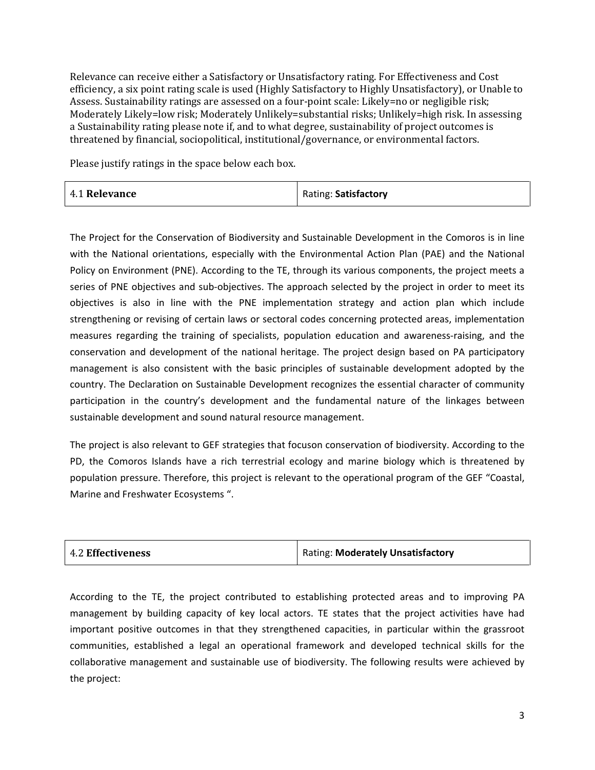Relevance can receive either a Satisfactory or Unsatisfactory rating. For Effectiveness and Cost efficiency, a six point rating scale is used (Highly Satisfactory to Highly Unsatisfactory), or Unable to Assess. Sustainability ratings are assessed on a four-point scale: Likely=no or negligible risk; Moderately Likely=low risk; Moderately Unlikely=substantial risks; Unlikely=high risk. In assessing a Sustainability rating please note if, and to what degree, sustainability of project outcomes is threatened by financial, sociopolitical, institutional/governance, or environmental factors.

Please justify ratings in the space below each box.

| 4.1 **Relevance** | Rating: **Satisfactory** |
|---|---|

The Project for the Conservation of Biodiversity and Sustainable Development in the Comoros is in line with the National orientations, especially with the Environmental Action Plan (PAE) and the National Policy on Environment (PNE). According to the TE, through its various components, the project meets a series of PNE objectives and sub-objectives. The approach selected by the project in order to meet its objectives is also in line with the PNE implementation strategy and action plan which include strengthening or revising of certain laws or sectoral codes concerning protected areas, implementation measures regarding the training of specialists, population education and awareness-raising, and the conservation and development of the national heritage. The project design based on PA participatory management is also consistent with the basic principles of sustainable development adopted by the country. The Declaration on Sustainable Development recognizes the essential character of community participation in the country's development and the fundamental nature of the linkages between sustainable development and sound natural resource management.

The project is also relevant to GEF strategies that focuson conservation of biodiversity. According to the PD, the Comoros Islands have a rich terrestrial ecology and marine biology which is threatened by population pressure. Therefore, this project is relevant to the operational program of the GEF "Coastal, Marine and Freshwater Ecosystems ".

| 4.2 **Effectiveness** | Rating: **Moderately Unsatisfactory** |
|---|---|

According to the TE, the project contributed to establishing protected areas and to improving PA management by building capacity of key local actors. TE states that the project activities have had important positive outcomes in that they strengthened capacities, in particular within the grassroot communities, established a legal an operational framework and developed technical skills for the collaborative management and sustainable use of biodiversity. The following results were achieved by the project: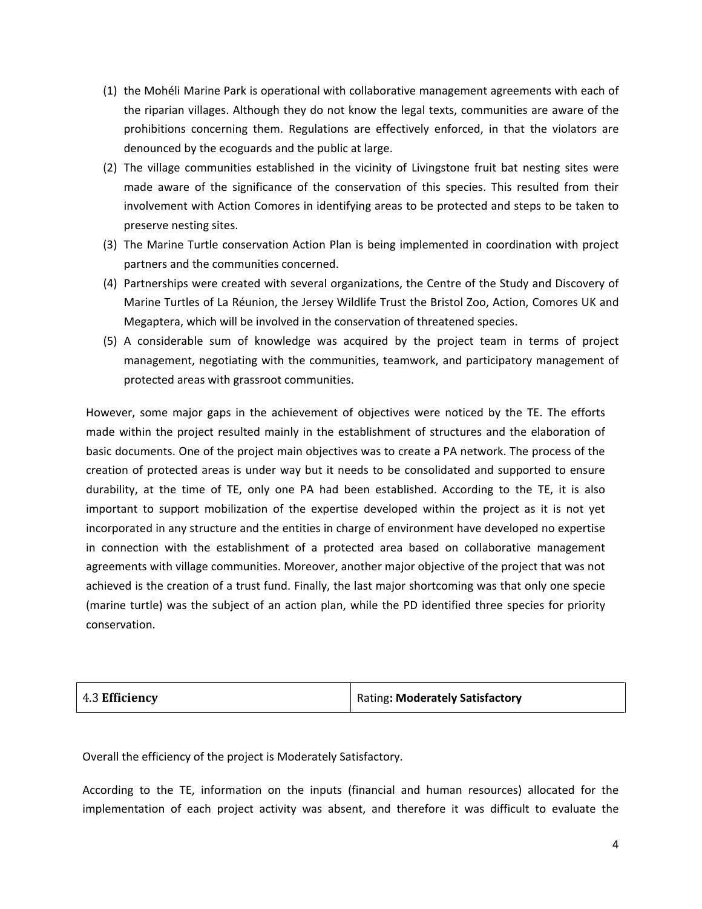(1) the Mohéli Marine Park is operational with collaborative management agreements with each of the riparian villages. Although they do not know the legal texts, communities are aware of the prohibitions concerning them. Regulations are effectively enforced, in that the violators are denounced by the ecoguards and the public at large.
(2) The village communities established in the vicinity of Livingstone fruit bat nesting sites were made aware of the significance of the conservation of this species. This resulted from their involvement with Action Comores in identifying areas to be protected and steps to be taken to preserve nesting sites.
(3) The Marine Turtle conservation Action Plan is being implemented in coordination with project partners and the communities concerned.
(4) Partnerships were created with several organizations, the Centre of the Study and Discovery of Marine Turtles of La Réunion, the Jersey Wildlife Trust the Bristol Zoo, Action, Comores UK and Megaptera, which will be involved in the conservation of threatened species.
(5) A considerable sum of knowledge was acquired by the project team in terms of project management, negotiating with the communities, teamwork, and participatory management of protected areas with grassroot communities.

However, some major gaps in the achievement of objectives were noticed by the TE. The efforts made within the project resulted mainly in the establishment of structures and the elaboration of basic documents. One of the project main objectives was to create a PA network. The process of the creation of protected areas is under way but it needs to be consolidated and supported to ensure durability, at the time of TE, only one PA had been established. According to the TE, it is also important to support mobilization of the expertise developed within the project as it is not yet incorporated in any structure and the entities in charge of environment have developed no expertise in connection with the establishment of a protected area based on collaborative management agreements with village communities. Moreover, another major objective of the project that was not achieved is the creation of a trust fund. Finally, the last major shortcoming was that only one specie (marine turtle) was the subject of an action plan, while the PD identified three species for priority conservation.

| 4.3 **Efficiency** | Rating**: Moderately Satisfactory** |
|---|---|

Overall the efficiency of the project is Moderately Satisfactory.

According to the TE, information on the inputs (financial and human resources) allocated for the implementation of each project activity was absent, and therefore it was difficult to evaluate the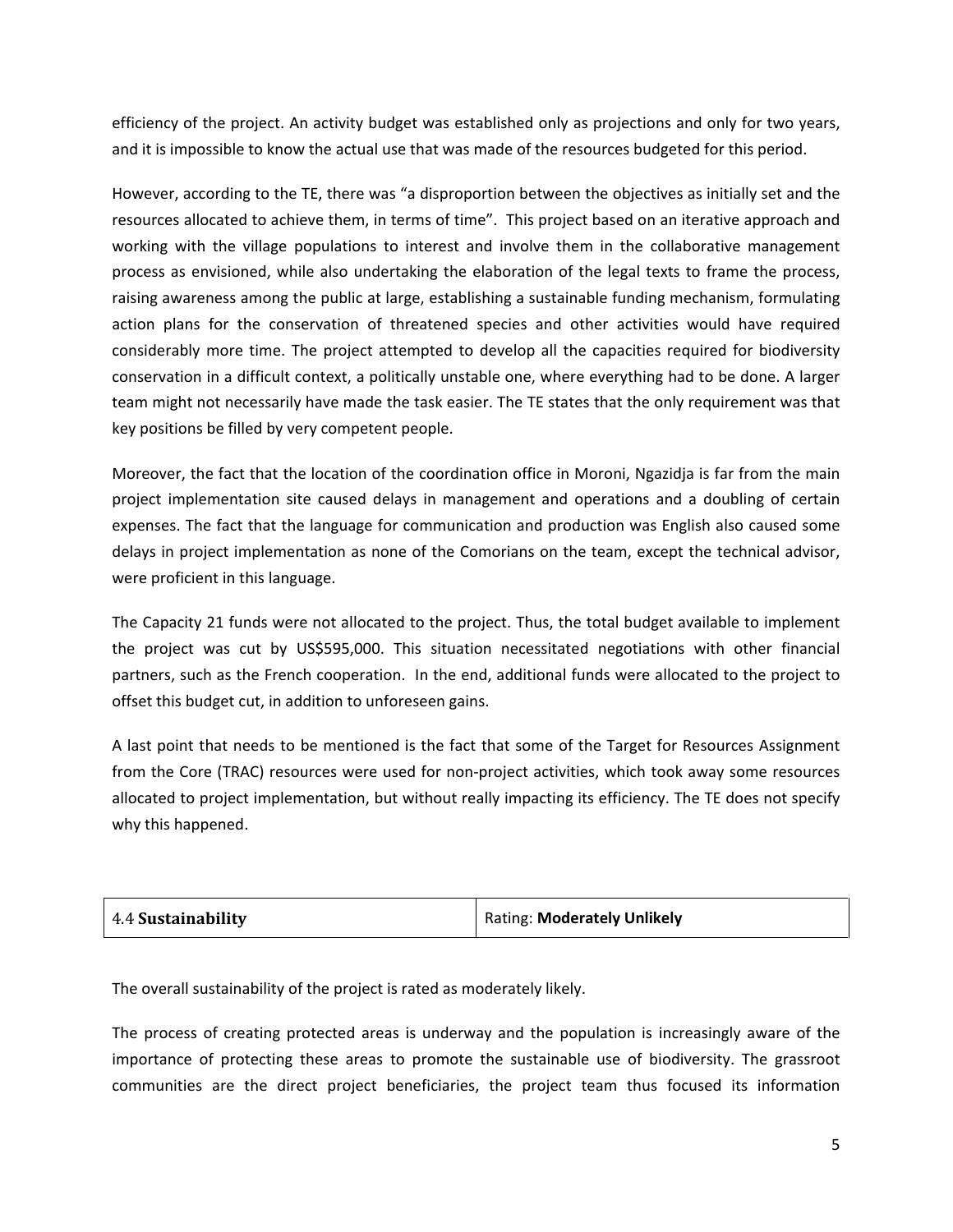efficiency of the project. An activity budget was established only as projections and only for two years, and it is impossible to know the actual use that was made of the resources budgeted for this period.

However, according to the TE, there was "a disproportion between the objectives as initially set and the resources allocated to achieve them, in terms of time". This project based on an iterative approach and working with the village populations to interest and involve them in the collaborative management process as envisioned, while also undertaking the elaboration of the legal texts to frame the process, raising awareness among the public at large, establishing a sustainable funding mechanism, formulating action plans for the conservation of threatened species and other activities would have required considerably more time. The project attempted to develop all the capacities required for biodiversity conservation in a difficult context, a politically unstable one, where everything had to be done. A larger team might not necessarily have made the task easier. The TE states that the only requirement was that key positions be filled by very competent people.

Moreover, the fact that the location of the coordination office in Moroni, Ngazidja is far from the main project implementation site caused delays in management and operations and a doubling of certain expenses. The fact that the language for communication and production was English also caused some delays in project implementation as none of the Comorians on the team, except the technical advisor, were proficient in this language.

The Capacity 21 funds were not allocated to the project. Thus, the total budget available to implement the project was cut by US$595,000. This situation necessitated negotiations with other financial partners, such as the French cooperation. In the end, additional funds were allocated to the project to offset this budget cut, in addition to unforeseen gains.

A last point that needs to be mentioned is the fact that some of the Target for Resources Assignment from the Core (TRAC) resources were used for non-project activities, which took away some resources allocated to project implementation, but without really impacting its efficiency. The TE does not specify why this happened.

| 4.4 **Sustainability** | Rating: **Moderately Unlikely** |
|---|---|

The overall sustainability of the project is rated as moderately likely.

The process of creating protected areas is underway and the population is increasingly aware of the importance of protecting these areas to promote the sustainable use of biodiversity. The grassroot communities are the direct project beneficiaries, the project team thus focused its information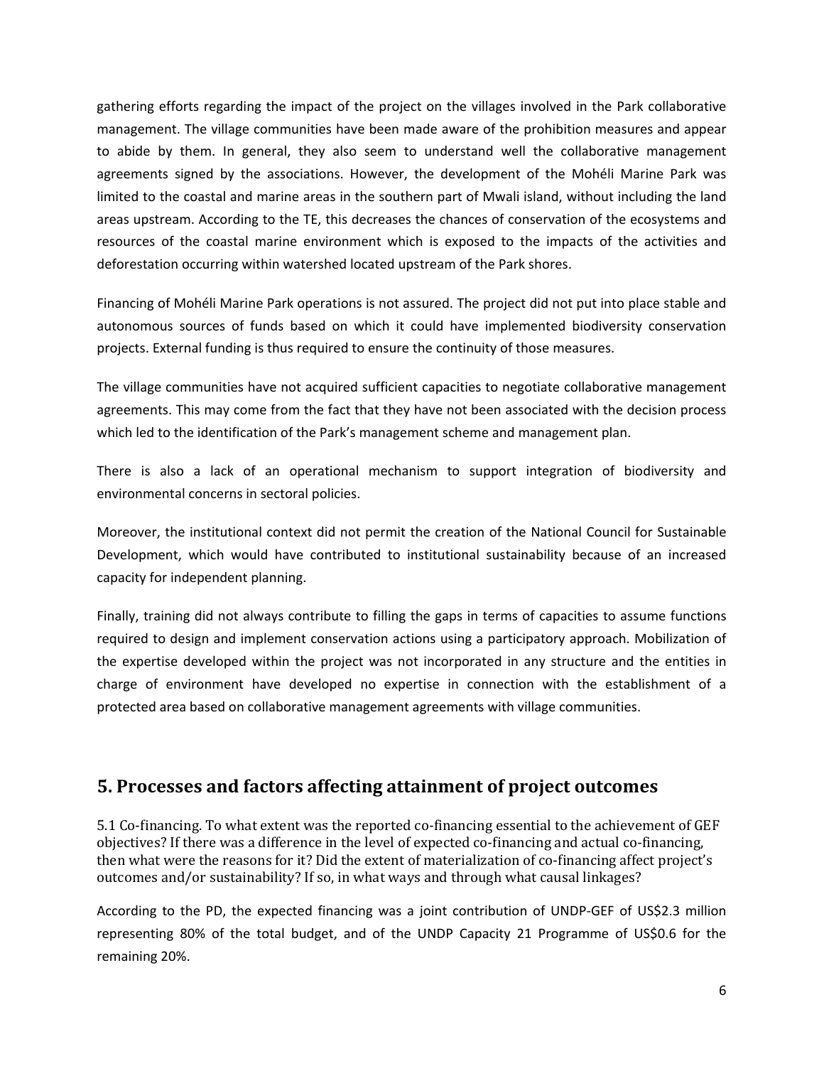gathering efforts regarding the impact of the project on the villages involved in the Park collaborative management. The village communities have been made aware of the prohibition measures and appear to abide by them. In general, they also seem to understand well the collaborative management agreements signed by the associations. However, the development of the Mohéli Marine Park was limited to the coastal and marine areas in the southern part of Mwali island, without including the land areas upstream. According to the TE, this decreases the chances of conservation of the ecosystems and resources of the coastal marine environment which is exposed to the impacts of the activities and deforestation occurring within watershed located upstream of the Park shores.

Financing of Mohéli Marine Park operations is not assured. The project did not put into place stable and autonomous sources of funds based on which it could have implemented biodiversity conservation projects. External funding is thus required to ensure the continuity of those measures.

The village communities have not acquired sufficient capacities to negotiate collaborative management agreements. This may come from the fact that they have not been associated with the decision process which led to the identification of the Park's management scheme and management plan.

There is also a lack of an operational mechanism to support integration of biodiversity and environmental concerns in sectoral policies.

Moreover, the institutional context did not permit the creation of the National Council for Sustainable Development, which would have contributed to institutional sustainability because of an increased capacity for independent planning.

Finally, training did not always contribute to filling the gaps in terms of capacities to assume functions required to design and implement conservation actions using a participatory approach. Mobilization of the expertise developed within the project was not incorporated in any structure and the entities in charge of environment have developed no expertise in connection with the establishment of a protected area based on collaborative management agreements with village communities.

## 5. Processes and factors affecting attainment of project outcomes

5.1 Co-financing. To what extent was the reported co-financing essential to the achievement of GEF objectives? If there was a difference in the level of expected co-financing and actual co-financing, then what were the reasons for it? Did the extent of materialization of co-financing affect project's outcomes and/or sustainability? If so, in what ways and through what causal linkages?

According to the PD, the expected financing was a joint contribution of UNDP-GEF of US$2.3 million representing 80% of the total budget, and of the UNDP Capacity 21 Programme of US$0.6 for the remaining 20%.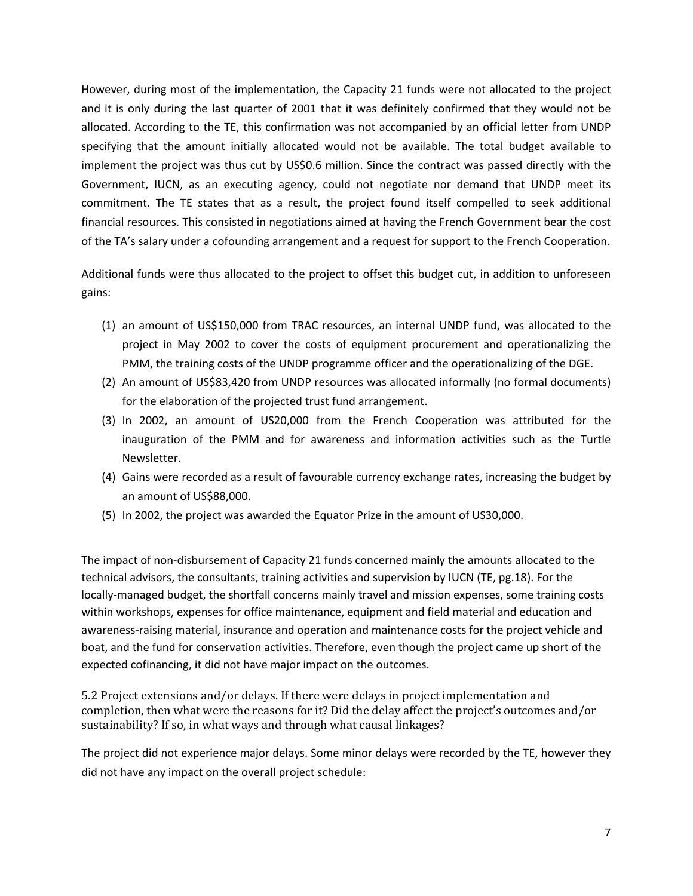However, during most of the implementation, the Capacity 21 funds were not allocated to the project and it is only during the last quarter of 2001 that it was definitely confirmed that they would not be allocated. According to the TE, this confirmation was not accompanied by an official letter from UNDP specifying that the amount initially allocated would not be available. The total budget available to implement the project was thus cut by US$0.6 million. Since the contract was passed directly with the Government, IUCN, as an executing agency, could not negotiate nor demand that UNDP meet its commitment. The TE states that as a result, the project found itself compelled to seek additional financial resources. This consisted in negotiations aimed at having the French Government bear the cost of the TA's salary under a cofounding arrangement and a request for support to the French Cooperation.

Additional funds were thus allocated to the project to offset this budget cut, in addition to unforeseen gains:

1. an amount of US$150,000 from TRAC resources, an internal UNDP fund, was allocated to the project in May 2002 to cover the costs of equipment procurement and operationalizing the PMM, the training costs of the UNDP programme officer and the operationalizing of the DGE.
2. An amount of US$83,420 from UNDP resources was allocated informally (no formal documents) for the elaboration of the projected trust fund arrangement.
3. In 2002, an amount of US20,000 from the French Cooperation was attributed for the inauguration of the PMM and for awareness and information activities such as the Turtle Newsletter.
4. Gains were recorded as a result of favourable currency exchange rates, increasing the budget by an amount of US$88,000.
5. In 2002, the project was awarded the Equator Prize in the amount of US30,000.

The impact of non-disbursement of Capacity 21 funds concerned mainly the amounts allocated to the technical advisors, the consultants, training activities and supervision by IUCN (TE, pg.18). For the locally-managed budget, the shortfall concerns mainly travel and mission expenses, some training costs within workshops, expenses for office maintenance, equipment and field material and education and awareness-raising material, insurance and operation and maintenance costs for the project vehicle and boat, and the fund for conservation activities. Therefore, even though the project came up short of the expected cofinancing, it did not have major impact on the outcomes.

### 5.2 Project extensions and/or delays. If there were delays in project implementation and completion, then what were the reasons for it? Did the delay affect the project's outcomes and/or sustainability? If so, in what ways and through what causal linkages?

The project did not experience major delays. Some minor delays were recorded by the TE, however they did not have any impact on the overall project schedule: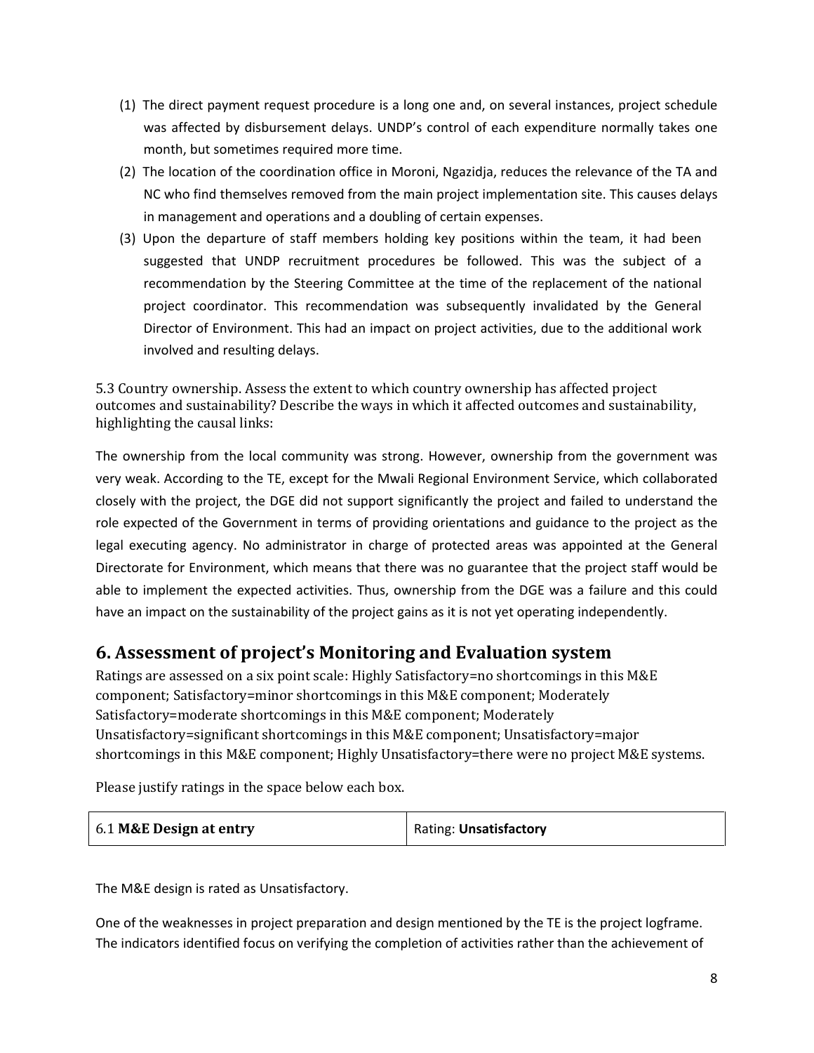(1) The direct payment request procedure is a long one and, on several instances, project schedule was affected by disbursement delays. UNDP's control of each expenditure normally takes one month, but sometimes required more time.
(2) The location of the coordination office in Moroni, Ngazidja, reduces the relevance of the TA and NC who find themselves removed from the main project implementation site. This causes delays in management and operations and a doubling of certain expenses.
(3) Upon the departure of staff members holding key positions within the team, it had been suggested that UNDP recruitment procedures be followed. This was the subject of a recommendation by the Steering Committee at the time of the replacement of the national project coordinator. This recommendation was subsequently invalidated by the General Director of Environment. This had an impact on project activities, due to the additional work involved and resulting delays.

5.3 Country ownership. Assess the extent to which country ownership has affected project outcomes and sustainability? Describe the ways in which it affected outcomes and sustainability, highlighting the causal links:

The ownership from the local community was strong. However, ownership from the government was very weak. According to the TE, except for the Mwali Regional Environment Service, which collaborated closely with the project, the DGE did not support significantly the project and failed to understand the role expected of the Government in terms of providing orientations and guidance to the project as the legal executing agency. No administrator in charge of protected areas was appointed at the General Directorate for Environment, which means that there was no guarantee that the project staff would be able to implement the expected activities. Thus, ownership from the DGE was a failure and this could have an impact on the sustainability of the project gains as it is not yet operating independently.

## 6. Assessment of project's Monitoring and Evaluation system

Ratings are assessed on a six point scale: Highly Satisfactory=no shortcomings in this M&E component; Satisfactory=minor shortcomings in this M&E component; Moderately Satisfactory=moderate shortcomings in this M&E component; Moderately Unsatisfactory=significant shortcomings in this M&E component; Unsatisfactory=major shortcomings in this M&E component; Highly Unsatisfactory=there were no project M&E systems.

Please justify ratings in the space below each box.

| 6.1 **M&E Design at entry** | Rating: **Unsatisfactory** |
|---|---|

The M&E design is rated as Unsatisfactory.

One of the weaknesses in project preparation and design mentioned by the TE is the project logframe. The indicators identified focus on verifying the completion of activities rather than the achievement of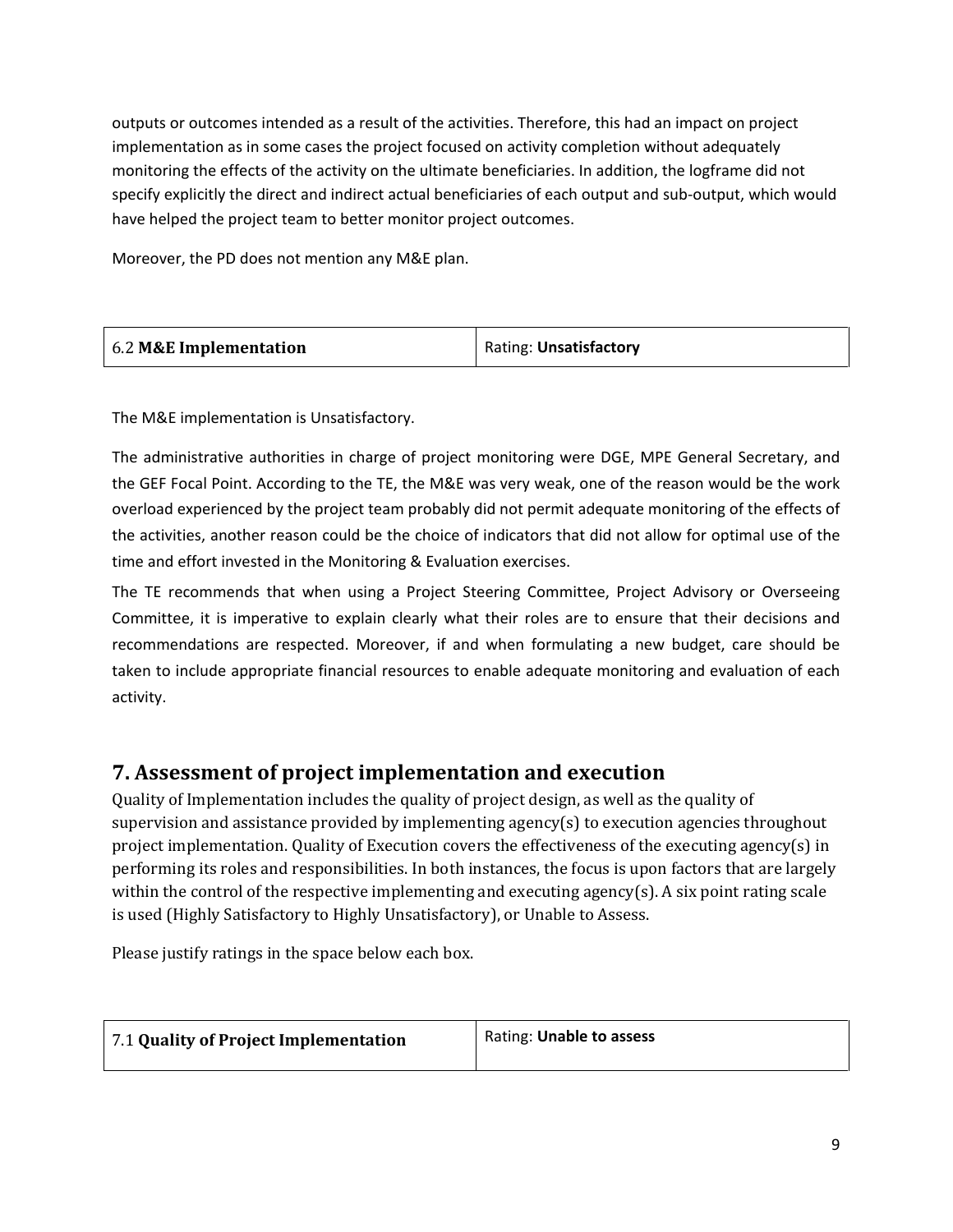outputs or outcomes intended as a result of the activities. Therefore, this had an impact on project implementation as in some cases the project focused on activity completion without adequately monitoring the effects of the activity on the ultimate beneficiaries. In addition, the logframe did not specify explicitly the direct and indirect actual beneficiaries of each output and sub-output, which would have helped the project team to better monitor project outcomes.

Moreover, the PD does not mention any M&E plan.

| 6.2 **M&E Implementation** | Rating: **Unsatisfactory** |
|---|---|

The M&E implementation is Unsatisfactory.

The administrative authorities in charge of project monitoring were DGE, MPE General Secretary, and the GEF Focal Point. According to the TE, the M&E was very weak, one of the reason would be the work overload experienced by the project team probably did not permit adequate monitoring of the effects of the activities, another reason could be the choice of indicators that did not allow for optimal use of the time and effort invested in the Monitoring & Evaluation exercises.

The TE recommends that when using a Project Steering Committee, Project Advisory or Overseeing Committee, it is imperative to explain clearly what their roles are to ensure that their decisions and recommendations are respected. Moreover, if and when formulating a new budget, care should be taken to include appropriate financial resources to enable adequate monitoring and evaluation of each activity.

## 7. Assessment of project implementation and execution

Quality of Implementation includes the quality of project design, as well as the quality of supervision and assistance provided by implementing agency(s) to execution agencies throughout project implementation. Quality of Execution covers the effectiveness of the executing agency(s) in performing its roles and responsibilities. In both instances, the focus is upon factors that are largely within the control of the respective implementing and executing agency(s). A six point rating scale is used (Highly Satisfactory to Highly Unsatisfactory), or Unable to Assess.

Please justify ratings in the space below each box.

| 7.1 **Quality of Project Implementation** | Rating: **Unable to assess** |
|---|---|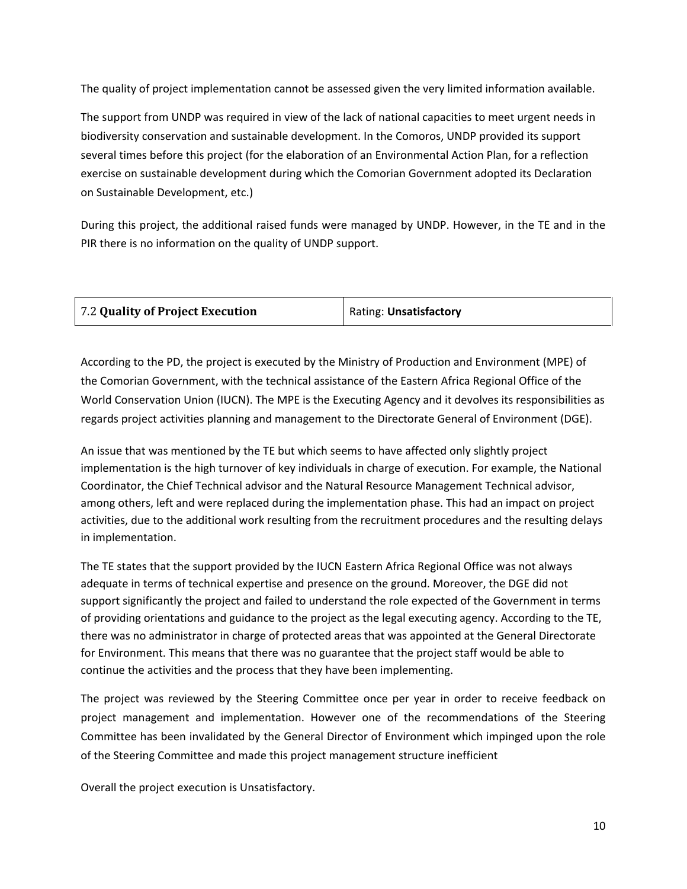The quality of project implementation cannot be assessed given the very limited information available.

The support from UNDP was required in view of the lack of national capacities to meet urgent needs in biodiversity conservation and sustainable development. In the Comoros, UNDP provided its support several times before this project (for the elaboration of an Environmental Action Plan, for a reflection exercise on sustainable development during which the Comorian Government adopted its Declaration on Sustainable Development, etc.)

During this project, the additional raised funds were managed by UNDP. However, in the TE and in the PIR there is no information on the quality of UNDP support.

| 7.2 **Quality of Project Execution** | Rating: **Unsatisfactory** |
|---|---|

According to the PD, the project is executed by the Ministry of Production and Environment (MPE) of the Comorian Government, with the technical assistance of the Eastern Africa Regional Office of the World Conservation Union (IUCN). The MPE is the Executing Agency and it devolves its responsibilities as regards project activities planning and management to the Directorate General of Environment (DGE).

An issue that was mentioned by the TE but which seems to have affected only slightly project implementation is the high turnover of key individuals in charge of execution. For example, the National Coordinator, the Chief Technical advisor and the Natural Resource Management Technical advisor, among others, left and were replaced during the implementation phase. This had an impact on project activities, due to the additional work resulting from the recruitment procedures and the resulting delays in implementation.

The TE states that the support provided by the IUCN Eastern Africa Regional Office was not always adequate in terms of technical expertise and presence on the ground. Moreover, the DGE did not support significantly the project and failed to understand the role expected of the Government in terms of providing orientations and guidance to the project as the legal executing agency. According to the TE, there was no administrator in charge of protected areas that was appointed at the General Directorate for Environment. This means that there was no guarantee that the project staff would be able to continue the activities and the process that they have been implementing.

The project was reviewed by the Steering Committee once per year in order to receive feedback on project management and implementation. However one of the recommendations of the Steering Committee has been invalidated by the General Director of Environment which impinged upon the role of the Steering Committee and made this project management structure inefficient

Overall the project execution is Unsatisfactory.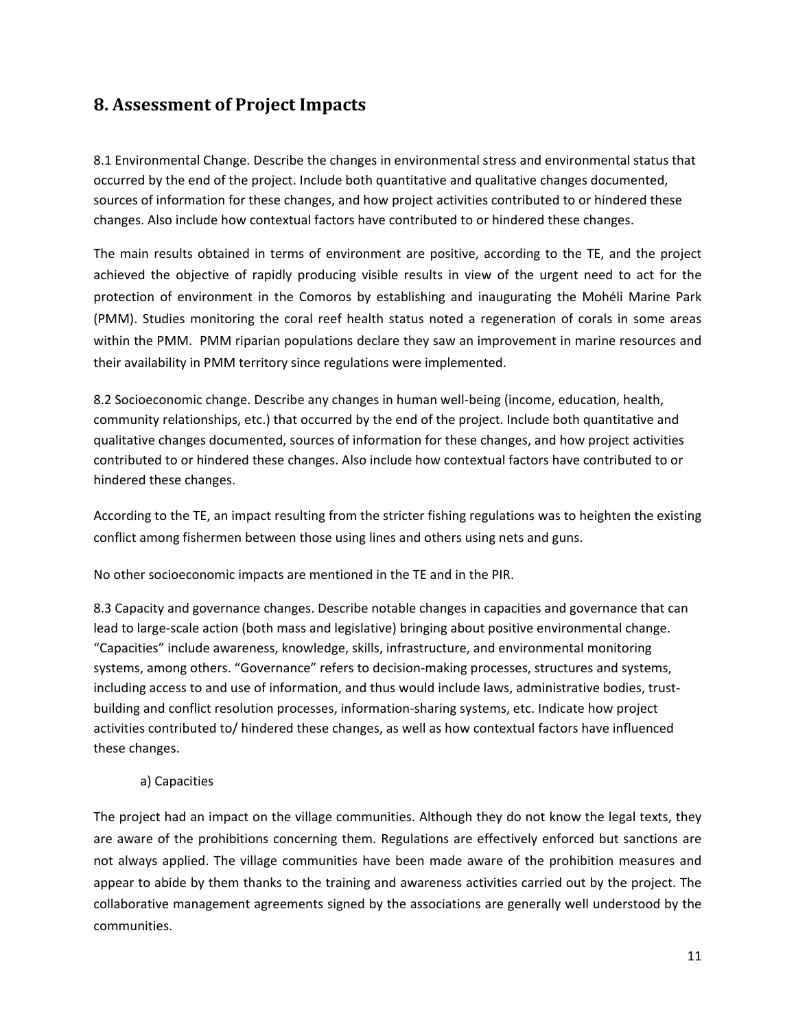## 8. Assessment of Project Impacts

8.1 Environmental Change. Describe the changes in environmental stress and environmental status that occurred by the end of the project. Include both quantitative and qualitative changes documented, sources of information for these changes, and how project activities contributed to or hindered these changes. Also include how contextual factors have contributed to or hindered these changes.

The main results obtained in terms of environment are positive, according to the TE, and the project achieved the objective of rapidly producing visible results in view of the urgent need to act for the protection of environment in the Comoros by establishing and inaugurating the Mohéli Marine Park (PMM). Studies monitoring the coral reef health status noted a regeneration of corals in some areas within the PMM. PMM riparian populations declare they saw an improvement in marine resources and their availability in PMM territory since regulations were implemented.

8.2 Socioeconomic change. Describe any changes in human well-being (income, education, health, community relationships, etc.) that occurred by the end of the project. Include both quantitative and qualitative changes documented, sources of information for these changes, and how project activities contributed to or hindered these changes. Also include how contextual factors have contributed to or hindered these changes.

According to the TE, an impact resulting from the stricter fishing regulations was to heighten the existing conflict among fishermen between those using lines and others using nets and guns.

No other socioeconomic impacts are mentioned in the TE and in the PIR.

8.3 Capacity and governance changes. Describe notable changes in capacities and governance that can lead to large-scale action (both mass and legislative) bringing about positive environmental change. "Capacities" include awareness, knowledge, skills, infrastructure, and environmental monitoring systems, among others. "Governance" refers to decision-making processes, structures and systems, including access to and use of information, and thus would include laws, administrative bodies, trust-building and conflict resolution processes, information-sharing systems, etc. Indicate how project activities contributed to/ hindered these changes, as well as how contextual factors have influenced these changes.

a) Capacities

The project had an impact on the village communities. Although they do not know the legal texts, they are aware of the prohibitions concerning them. Regulations are effectively enforced but sanctions are not always applied. The village communities have been made aware of the prohibition measures and appear to abide by them thanks to the training and awareness activities carried out by the project. The collaborative management agreements signed by the associations are generally well understood by the communities.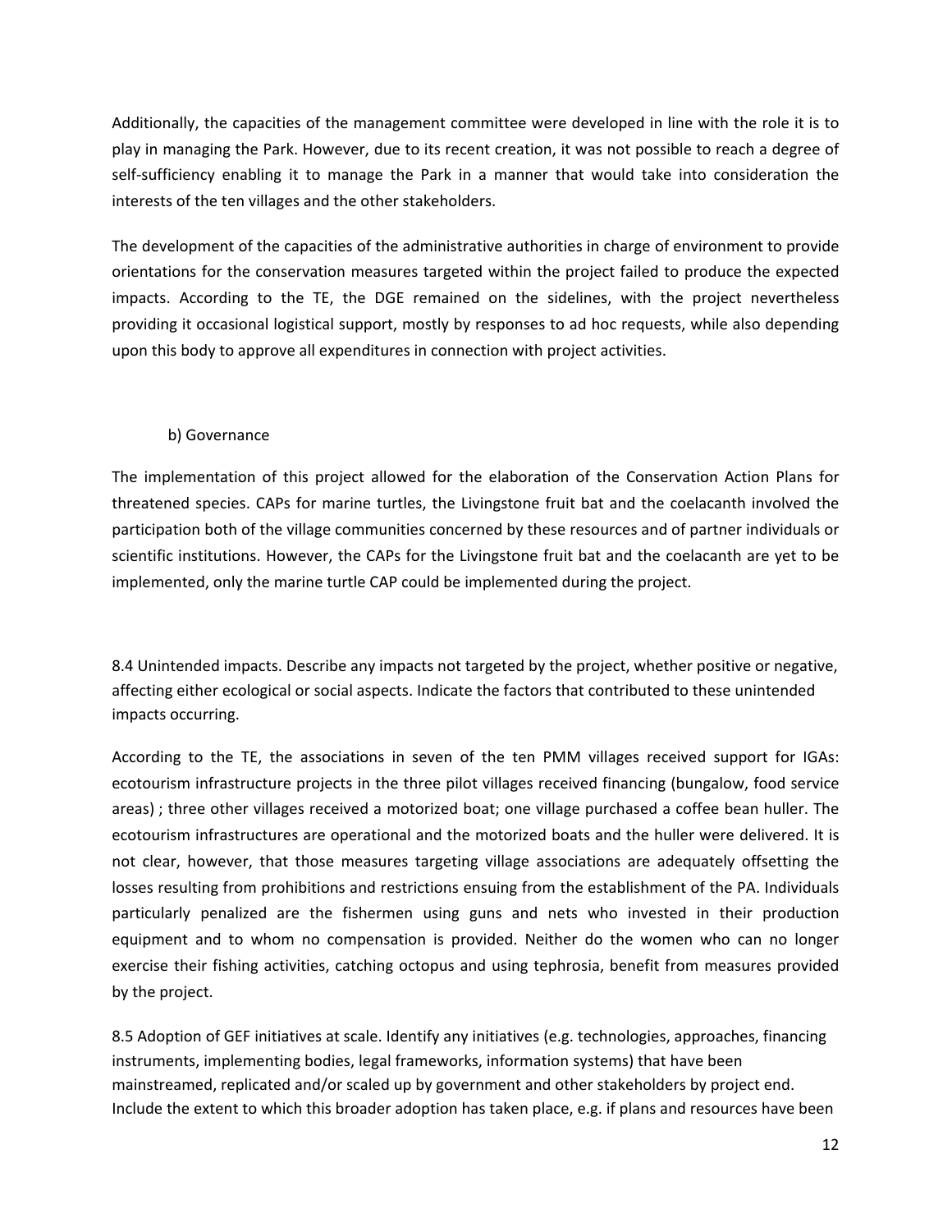Additionally, the capacities of the management committee were developed in line with the role it is to play in managing the Park. However, due to its recent creation, it was not possible to reach a degree of self-sufficiency enabling it to manage the Park in a manner that would take into consideration the interests of the ten villages and the other stakeholders.

The development of the capacities of the administrative authorities in charge of environment to provide orientations for the conservation measures targeted within the project failed to produce the expected impacts. According to the TE, the DGE remained on the sidelines, with the project nevertheless providing it occasional logistical support, mostly by responses to ad hoc requests, while also depending upon this body to approve all expenditures in connection with project activities.

b) Governance

The implementation of this project allowed for the elaboration of the Conservation Action Plans for threatened species. CAPs for marine turtles, the Livingstone fruit bat and the coelacanth involved the participation both of the village communities concerned by these resources and of partner individuals or scientific institutions. However, the CAPs for the Livingstone fruit bat and the coelacanth are yet to be implemented, only the marine turtle CAP could be implemented during the project.

8.4 Unintended impacts. Describe any impacts not targeted by the project, whether positive or negative, affecting either ecological or social aspects. Indicate the factors that contributed to these unintended impacts occurring.

According to the TE, the associations in seven of the ten PMM villages received support for IGAs: ecotourism infrastructure projects in the three pilot villages received financing (bungalow, food service areas) ; three other villages received a motorized boat; one village purchased a coffee bean huller. The ecotourism infrastructures are operational and the motorized boats and the huller were delivered. It is not clear, however, that those measures targeting village associations are adequately offsetting the losses resulting from prohibitions and restrictions ensuing from the establishment of the PA. Individuals particularly penalized are the fishermen using guns and nets who invested in their production equipment and to whom no compensation is provided. Neither do the women who can no longer exercise their fishing activities, catching octopus and using tephrosia, benefit from measures provided by the project.

8.5 Adoption of GEF initiatives at scale. Identify any initiatives (e.g. technologies, approaches, financing instruments, implementing bodies, legal frameworks, information systems) that have been mainstreamed, replicated and/or scaled up by government and other stakeholders by project end. Include the extent to which this broader adoption has taken place, e.g. if plans and resources have been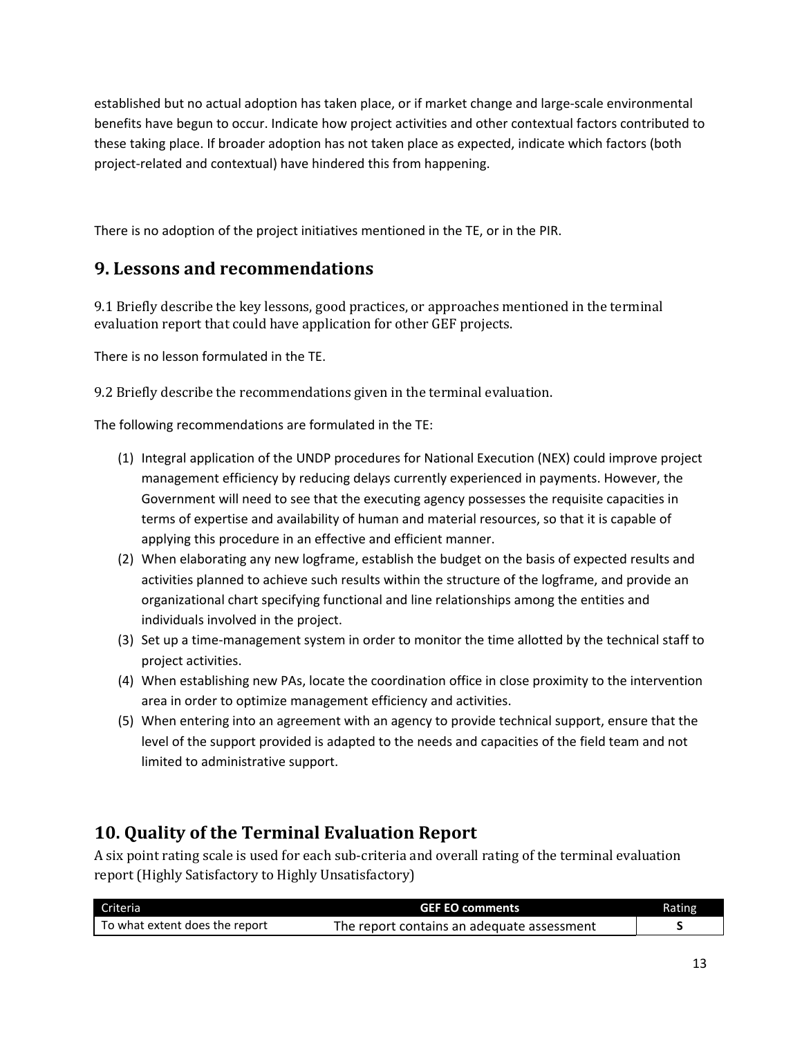established but no actual adoption has taken place, or if market change and large-scale environmental benefits have begun to occur. Indicate how project activities and other contextual factors contributed to these taking place. If broader adoption has not taken place as expected, indicate which factors (both project-related and contextual) have hindered this from happening.

There is no adoption of the project initiatives mentioned in the TE, or in the PIR.

## 9. Lessons and recommendations

9.1 Briefly describe the key lessons, good practices, or approaches mentioned in the terminal evaluation report that could have application for other GEF projects.

There is no lesson formulated in the TE.

9.2 Briefly describe the recommendations given in the terminal evaluation.

The following recommendations are formulated in the TE:

(1) Integral application of the UNDP procedures for National Execution (NEX) could improve project management efficiency by reducing delays currently experienced in payments. However, the Government will need to see that the executing agency possesses the requisite capacities in terms of expertise and availability of human and material resources, so that it is capable of applying this procedure in an effective and efficient manner.

(2) When elaborating any new logframe, establish the budget on the basis of expected results and activities planned to achieve such results within the structure of the logframe, and provide an organizational chart specifying functional and line relationships among the entities and individuals involved in the project.

(3) Set up a time-management system in order to monitor the time allotted by the technical staff to project activities.

(4) When establishing new PAs, locate the coordination office in close proximity to the intervention area in order to optimize management efficiency and activities.

(5) When entering into an agreement with an agency to provide technical support, ensure that the level of the support provided is adapted to the needs and capacities of the field team and not limited to administrative support.

## 10. Quality of the Terminal Evaluation Report

A six point rating scale is used for each sub-criteria and overall rating of the terminal evaluation report (Highly Satisfactory to Highly Unsatisfactory)

| Criteria | GEF EO comments | Rating |
|---|---|---|
| To what extent does the report | The report contains an adequate assessment | **S** |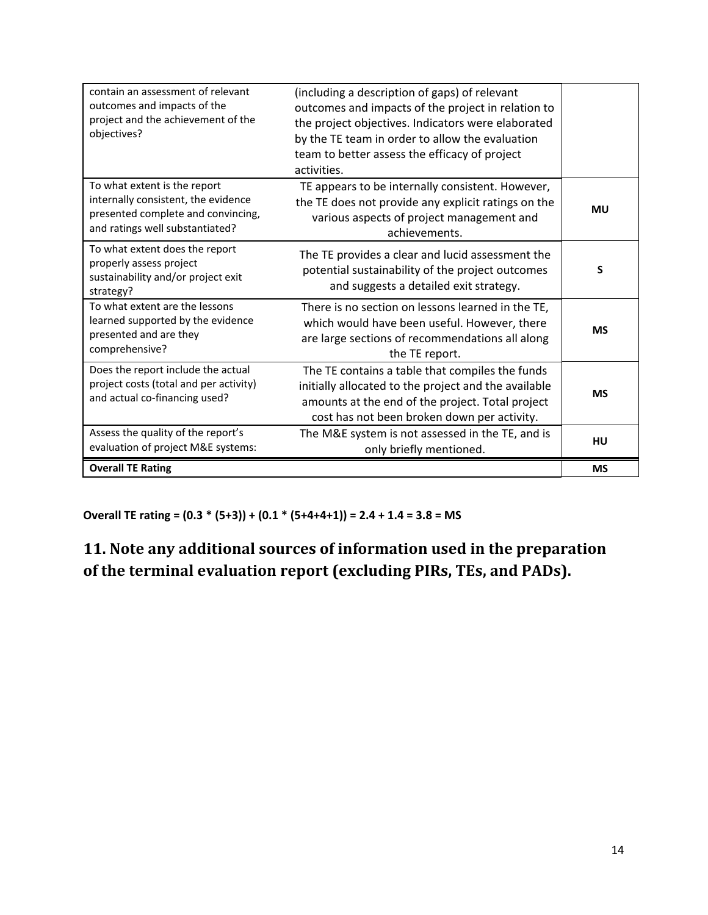| | | |
|---|---|---|
| contain an assessment of relevant outcomes and impacts of the project and the achievement of the objectives? | (including a description of gaps) of relevant outcomes and impacts of the project in relation to the project objectives. Indicators were elaborated by the TE team in order to allow the evaluation team to better assess the efficacy of project activities. | |
| To what extent is the report internally consistent, the evidence presented complete and convincing, and ratings well substantiated? | TE appears to be internally consistent. However, the TE does not provide any explicit ratings on the various aspects of project management and achievements. | **MU** |
| To what extent does the report properly assess project sustainability and/or project exit strategy? | The TE provides a clear and lucid assessment the potential sustainability of the project outcomes and suggests a detailed exit strategy. | **S** |
| To what extent are the lessons learned supported by the evidence presented and are they comprehensive? | There is no section on lessons learned in the TE, which would have been useful. However, there are large sections of recommendations all along the TE report. | **MS** |
| Does the report include the actual project costs (total and per activity) and actual co-financing used? | The TE contains a table that compiles the funds initially allocated to the project and the available amounts at the end of the project. Total project cost has not been broken down per activity. | **MS** |
| Assess the quality of the report's evaluation of project M&E systems: | The M&E system is not assessed in the TE, and is only briefly mentioned. | **HU** |
| **Overall TE Rating** | | **MS** |

**Overall TE rating = (0.3 * (5+3)) + (0.1 * (5+4+4+1)) = 2.4 + 1.4 = 3.8 = MS**

## 11. Note any additional sources of information used in the preparation of the terminal evaluation report (excluding PIRs, TEs, and PADs).